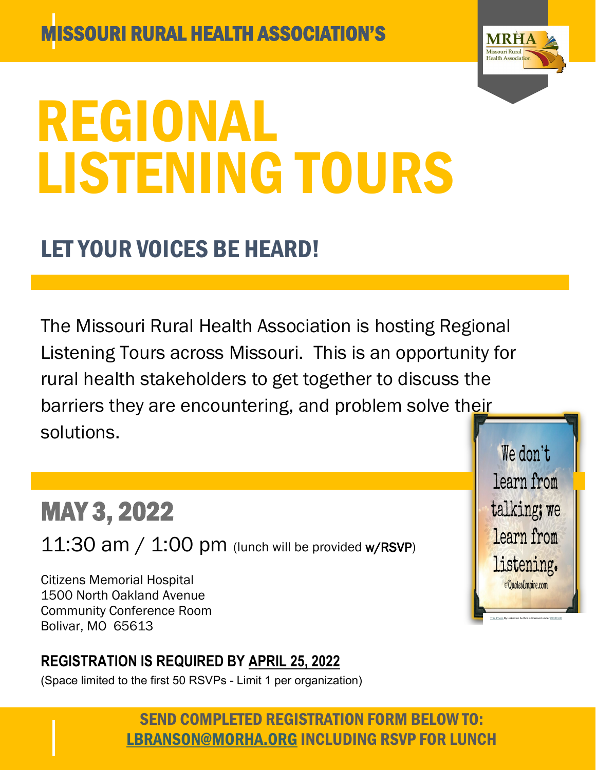MISSOURI RURAL HEALTH ASSOCIATION'S

MRHA Missouri Rural Health Association

# REGIONAL LISTENING TOURS

## LET YOUR VOICES BE HEARD!

The Missouri Rural Health Association is hosting Regional Listening Tours across Missouri. This is an opportunity for rural health stakeholders to get together to discuss the barriers they are encountering, and problem solve their solutions.

We don't learn from talking; we learn from listening.
©QuotesEmpire.com

This Photo By Unknown Author is licensed under CC BY-ND

## MAY 3, 2022

11:30 am / 1:00 pm (lunch will be provided w/RSVP)

Citizens Memorial Hospital
1500 North Oakland Avenue
Community Conference Room
Bolivar, MO 65613

**REGISTRATION IS REQUIRED BY APRIL 25, 2022**

(Space limited to the first 50 RSVPs - Limit 1 per organization)

**SEND COMPLETED REGISTRATION FORM BELOW TO: LBRANSON@MORHA.ORG INCLUDING RSVP FOR LUNCH**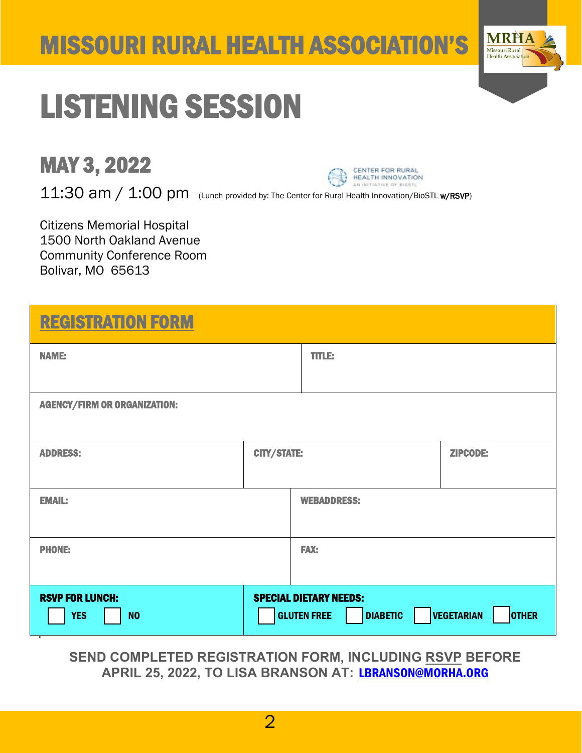# MISSOURI RURAL HEALTH ASSOCIATION'S

# LISTENING SESSION

## MAY 3, 2022

11:30 am / 1:00 pm (Lunch provided by: The Center for Rural Health Innovation/BioSTL **w/RSVP**)

Citizens Memorial Hospital
1500 North Oakland Avenue
Community Conference Room
Bolivar, MO 65613

## REGISTRATION FORM

| | | |
|---|---|---|
| **NAME:** | **TITLE:** | |
| **AGENCY/FIRM OR ORGANIZATION:** | | |
| **ADDRESS:** | **CITY/STATE:** | **ZIPCODE:** |
| **EMAIL:** | **WEBADDRESS:** | |
| **PHONE:** | **FAX:** | |
| **RSVP FOR LUNCH:** ☐ YES ☐ NO | **SPECIAL DIETARY NEEDS:** ☐ GLUTEN FREE ☐ DIABETIC ☐ VEGETARIAN ☐ OTHER | |

**SEND COMPLETED REGISTRATION FORM, INCLUDING RSVP BEFORE APRIL 25, 2022, TO LISA BRANSON AT: LBRANSON@MORHA.ORG**